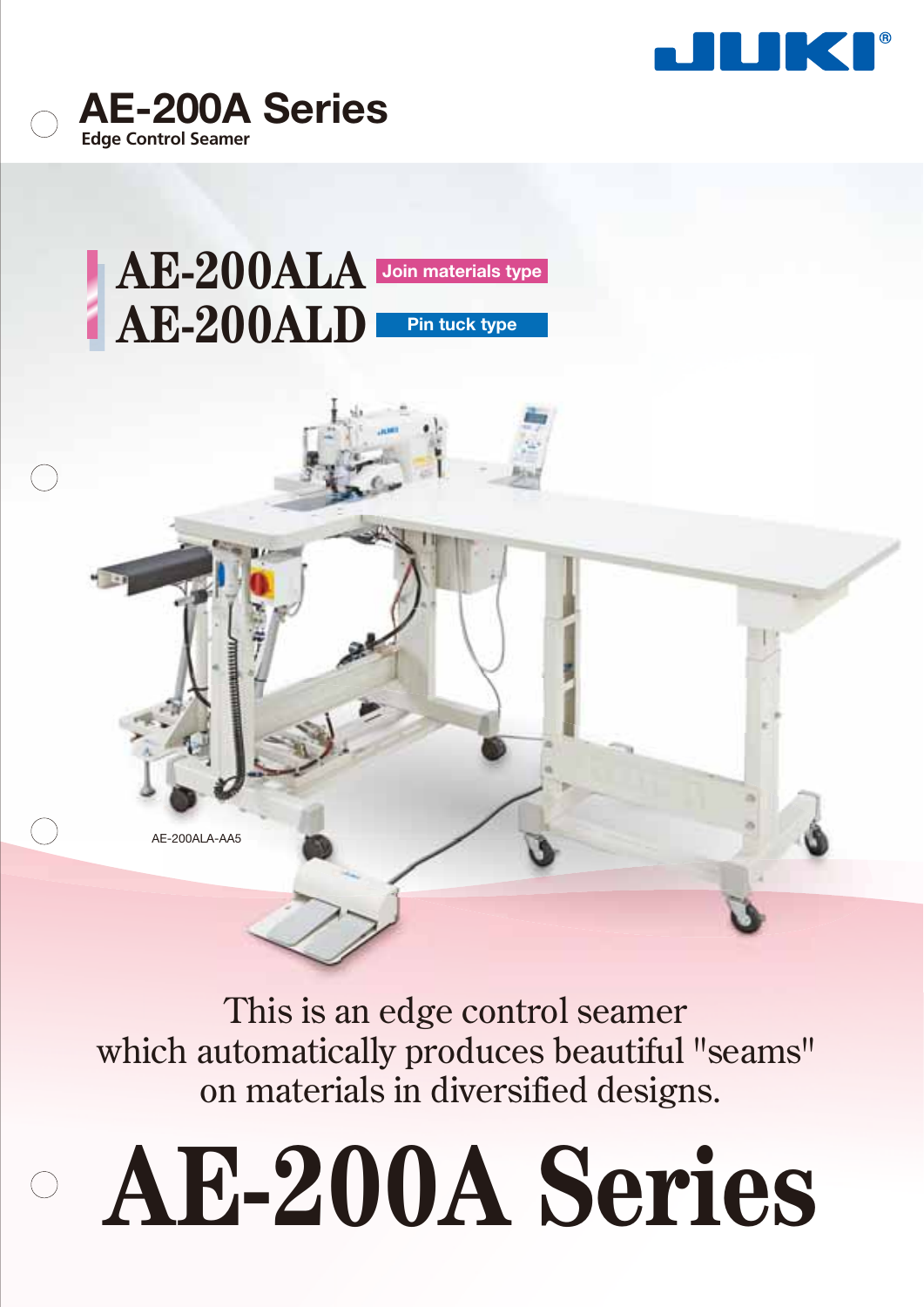# AE-200A Series

Edge Control Seamer

## AE-200ALA Join materials type

## AE-200ALD Pin tuck type

AE-200ALA-AA5

This is an edge control seamer which automatically produces beautiful "seams" on materials in diversified designs.

# AE-200A Series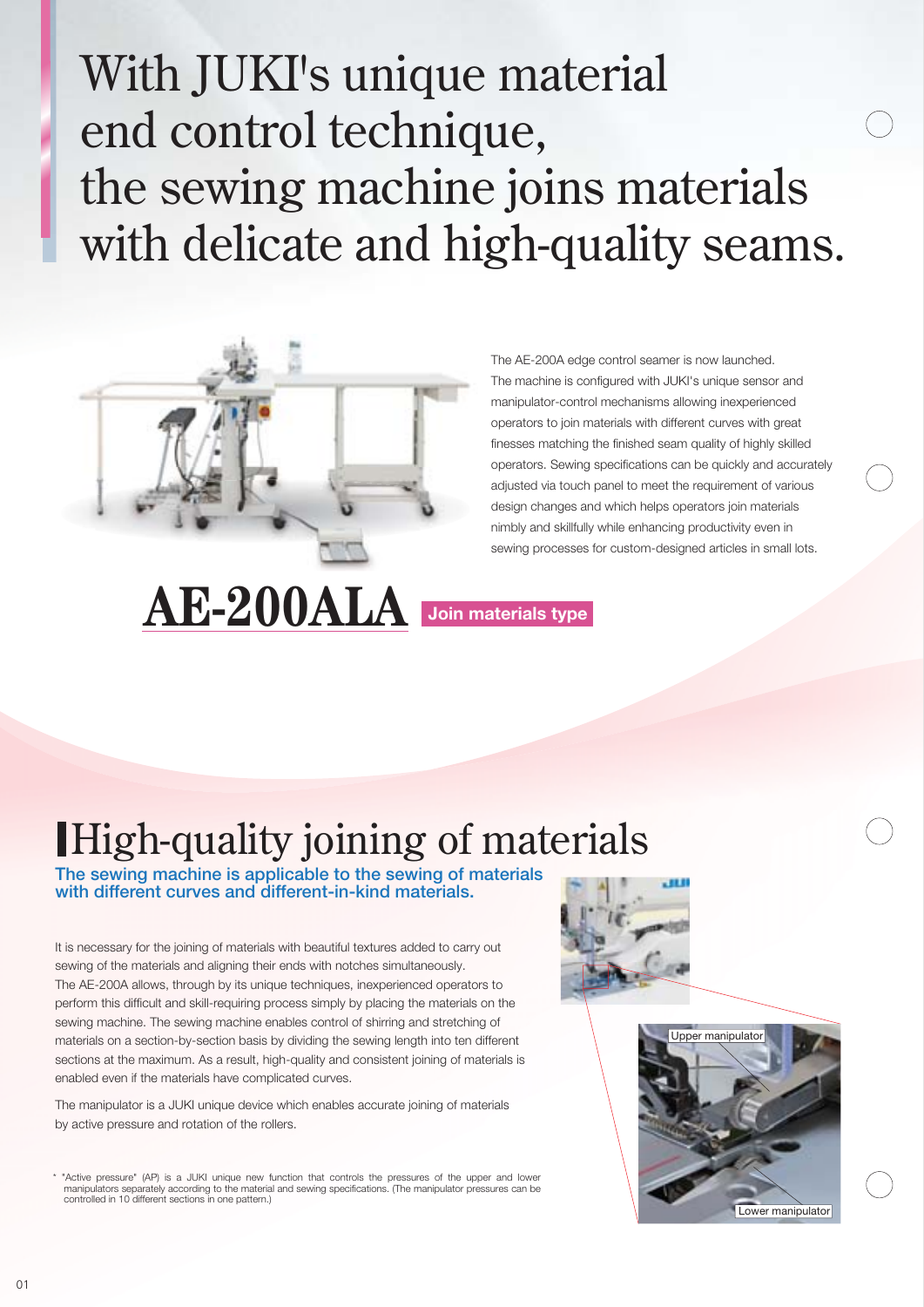# With JUKI's unique material end control technique, the sewing machine joins materials with delicate and high-quality seams.

The AE-200A edge control seamer is now launched. The machine is configured with JUKI's unique sensor and manipulator-control mechanisms allowing inexperienced operators to join materials with different curves with great finesses matching the finished seam quality of highly skilled operators. Sewing specifications can be quickly and accurately adjusted via touch panel to meet the requirement of various design changes and which helps operators join materials nimbly and skillfully while enhancing productivity even in sewing processes for custom-designed articles in small lots.

**AE-200ALA** Join materials type

## High-quality joining of materials

**The sewing machine is applicable to the sewing of materials with different curves and different-in-kind materials.**

It is necessary for the joining of materials with beautiful textures added to carry out sewing of the materials and aligning their ends with notches simultaneously. The AE-200A allows, through by its unique techniques, inexperienced operators to perform this difficult and skill-requiring process simply by placing the materials on the sewing machine. The sewing machine enables control of shirring and stretching of materials on a section-by-section basis by dividing the sewing length into ten different sections at the maximum. As a result, high-quality and consistent joining of materials is enabled even if the materials have complicated curves.

The manipulator is a JUKI unique device which enables accurate joining of materials by active pressure and rotation of the rollers.

Upper manipulator

Lower manipulator

* "Active pressure" (AP) is a JUKI unique new function that controls the pressures of the upper and lower manipulators separately according to the material and sewing specifications. (The manipulator pressures can be controlled in 10 different sections in one pattern.)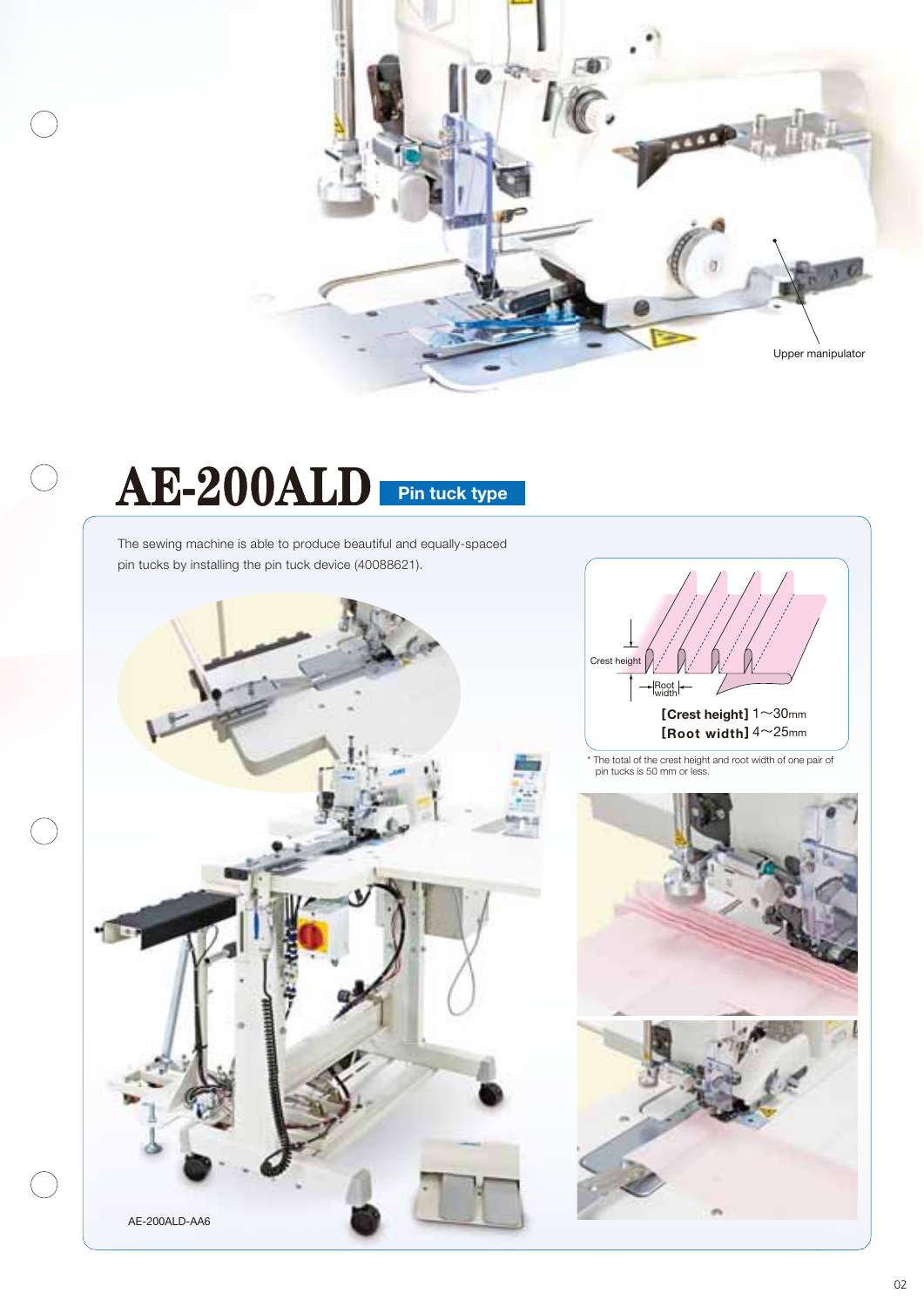Upper manipulator

# AE-200ALD Pin tuck type

The sewing machine is able to produce beautiful and equally-spaced pin tucks by installing the pin tuck device (40088621).

Crest height

Root width

**[Crest height]** 1～30mm

**[Root width]** 4～25mm

* The total of the crest height and root width of one pair of pin tucks is 50 mm or less.

AE-200ALD-AA6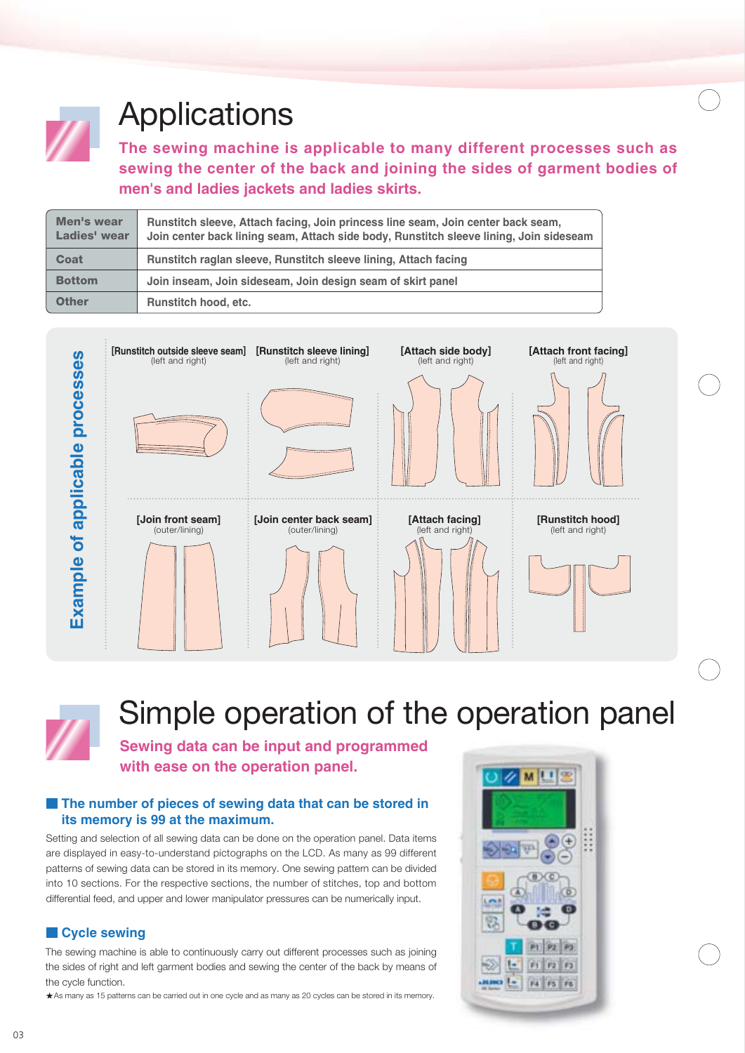# Applications

**The sewing machine is applicable to many different processes such as sewing the center of the back and joining the sides of garment bodies of men's and ladies jackets and ladies skirts.**

| Category | Processes |
|---|---|
| Men's wear Ladies' wear | Runstitch sleeve, Attach facing, Join princess line seam, Join center back seam, Join center back lining seam, Attach side body, Runstitch sleeve lining, Join sideseam |
| Coat | Runstitch raglan sleeve, Runstitch sleeve lining, Attach facing |
| Bottom | Join inseam, Join sideseam, Join design seam of skirt panel |
| Other | Runstitch hood, etc. |

## Example of applicable processes

- [Runstitch outside sleeve seam] (left and right)
- [Runstitch sleeve lining] (left and right)
- [Attach side body] (left and right)
- [Attach front facing] (left and right)
- [Join front seam] (outer/lining)
- [Join center back seam] (outer/lining)
- [Attach facing] (left and right)
- [Runstitch hood] (left and right)

# Simple operation of the operation panel

**Sewing data can be input and programmed with ease on the operation panel.**

## The number of pieces of sewing data that can be stored in its memory is 99 at the maximum.

Setting and selection of all sewing data can be done on the operation panel. Data items are displayed in easy-to-understand pictographs on the LCD. As many as 99 different patterns of sewing data can be stored in its memory. One sewing pattern can be divided into 10 sections. For the respective sections, the number of stitches, top and bottom differential feed, and upper and lower manipulator pressures can be numerically input.

## Cycle sewing

The sewing machine is able to continuously carry out different processes such as joining the sides of right and left garment bodies and sewing the center of the back by means of the cycle function.

★As many as 15 patterns can be carried out in one cycle and as many as 20 cycles can be stored in its memory.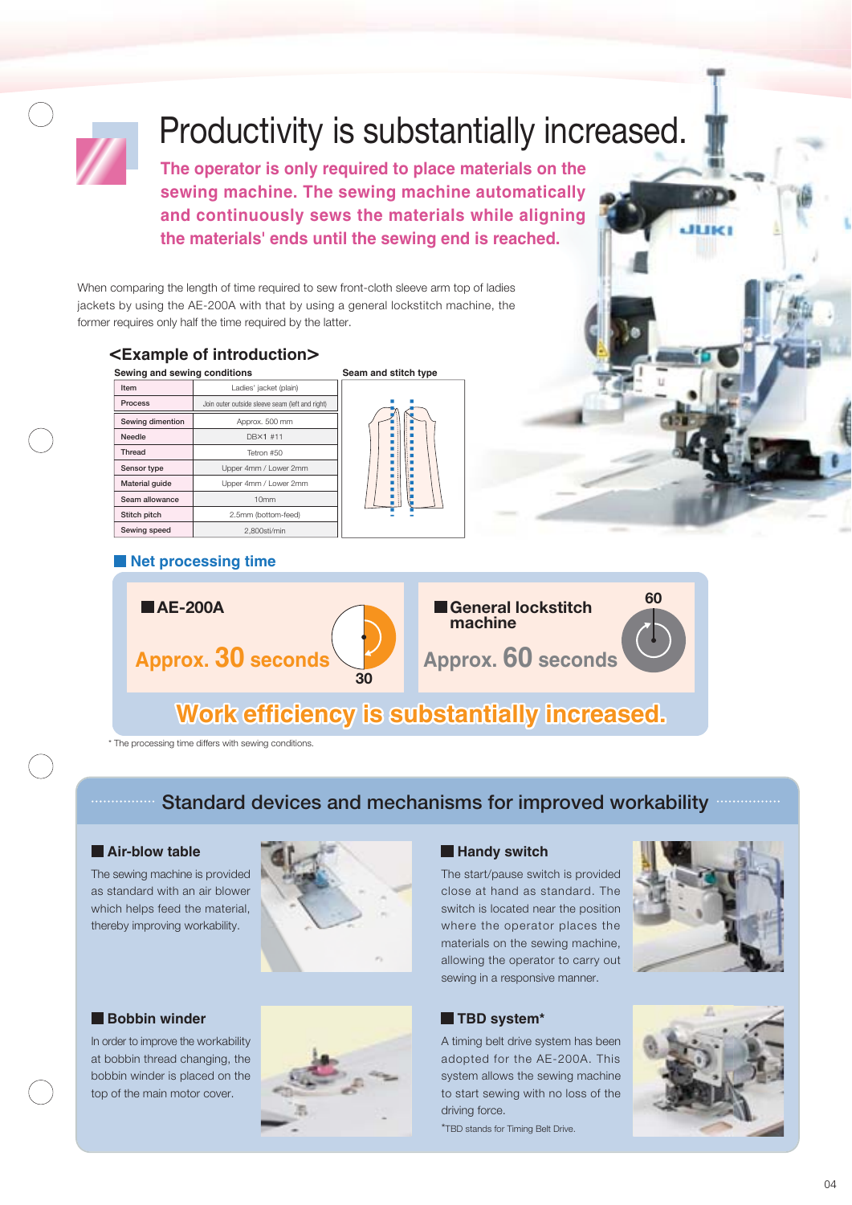# Productivity is substantially increased.

**The operator is only required to place materials on the sewing machine. The sewing machine automatically and continuously sews the materials while aligning the materials' ends until the sewing end is reached.**

When comparing the length of time required to sew front-cloth sleeve arm top of ladies jackets by using the AE-200A with that by using a general lockstitch machine, the former requires only half the time required by the latter.

## <Example of introduction>

**Sewing and sewing conditions**

| Item | Ladies' jacket (plain) |
|---|---|
| Process | Join outer outside sleeve seam (left and right) |
| Sewing dimention | Approx. 500 mm |
| Needle | DB×1 #11 |
| Thread | Tetron #50 |
| Sensor type | Upper 4mm / Lower 2mm |
| Material guide | Upper 4mm / Lower 2mm |
| Seam allowance | 10mm |
| Stitch pitch | 2.5mm (bottom-feed) |
| Sewing speed | 2,800sti/min |

**Seam and stitch type**

### Net processing time

**AE-200A**

Approx. 30 seconds

**General lockstitch machine**

Approx. 60 seconds

**Work efficiency is substantially increased.**

* The processing time differs with sewing conditions.

## Standard devices and mechanisms for improved workability

### Air-blow table

The sewing machine is provided as standard with an air blower which helps feed the material, thereby improving workability.

### Handy switch

The start/pause switch is provided close at hand as standard. The switch is located near the position where the operator places the materials on the sewing machine, allowing the operator to carry out sewing in a responsive manner.

### Bobbin winder

In order to improve the workability at bobbin thread changing, the bobbin winder is placed on the top of the main motor cover.

### TBD system*

A timing belt drive system has been adopted for the AE-200A. This system allows the sewing machine to start sewing with no loss of the driving force.

*TBD stands for Timing Belt Drive.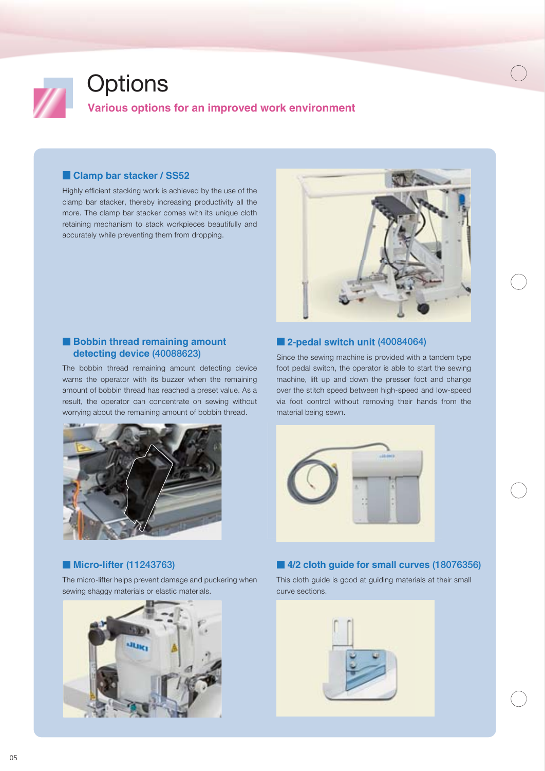# Options

**Various options for an improved work environment**

## Clamp bar stacker / SS52

Highly efficient stacking work is achieved by the use of the clamp bar stacker, thereby increasing productivity all the more. The clamp bar stacker comes with its unique cloth retaining mechanism to stack workpieces beautifully and accurately while preventing them from dropping.

## Bobbin thread remaining amount detecting device (40088623)

The bobbin thread remaining amount detecting device warns the operator with its buzzer when the remaining amount of bobbin thread has reached a preset value. As a result, the operator can concentrate on sewing without worrying about the remaining amount of bobbin thread.

## 2-pedal switch unit (40084064)

Since the sewing machine is provided with a tandem type foot pedal switch, the operator is able to start the sewing machine, lift up and down the presser foot and change over the stitch speed between high-speed and low-speed via foot control without removing their hands from the material being sewn.

## Micro-lifter (11243763)

The micro-lifter helps prevent damage and puckering when sewing shaggy materials or elastic materials.

## 4/2 cloth guide for small curves (18076356)

This cloth guide is good at guiding materials at their small curve sections.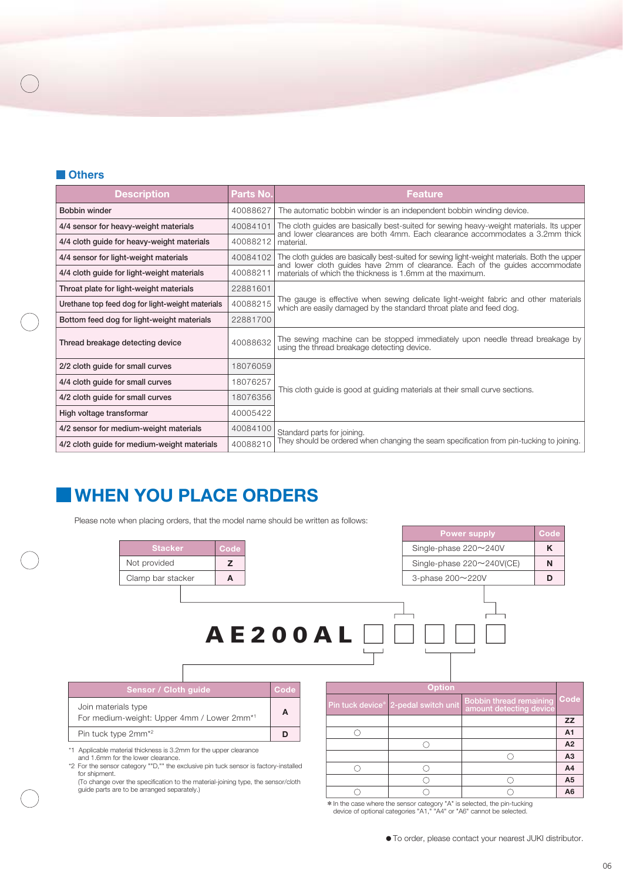## Others

| Description | Parts No. | Feature |
|---|---|---|
| Bobbin winder | 40088627 | The automatic bobbin winder is an independent bobbin winding device. |
| 4/4 sensor for heavy-weight materials | 40084101 | The cloth guides are basically best-suited for sewing heavy-weight materials. Its upper and lower clearances are both 4mm. Each clearance accommodates a 3.2mm thick material. |
| 4/4 cloth guide for heavy-weight materials | 40088212 | |
| 4/4 sensor for light-weight materials | 40084102 | The cloth guides are basically best-suited for sewing light-weight materials. Both the upper and lower cloth guides have 2mm of clearance. Each of the guides accommodate materials of which the thickness is 1.6mm at the maximum. |
| 4/4 cloth guide for light-weight materials | 40088211 | |
| Throat plate for light-weight materials | 22881601 | The gauge is effective when sewing delicate light-weight fabric and other materials which are easily damaged by the standard throat plate and feed dog. |
| Urethane top feed dog for light-weight materials | 40088215 | |
| Bottom feed dog for light-weight materials | 22881700 | |
| Thread breakage detecting device | 40088632 | The sewing machine can be stopped immediately upon needle thread breakage by using the thread breakage detecting device. |
| 2/2 cloth guide for small curves | 18076059 | This cloth guide is good at guiding materials at their small curve sections. |
| 4/4 cloth guide for small curves | 18076257 | |
| 4/2 cloth guide for small curves | 18076356 | |
| High voltage transformar | 40005422 | |
| 4/2 sensor for medium-weight materials | 40084100 | Standard parts for joining. They should be ordered when changing the seam specification from pin-tucking to joining. |
| 4/2 cloth guide for medium-weight materials | 40088210 | |

# WHEN YOU PLACE ORDERS

Please note when placing orders, that the model name should be written as follows:

**AE200AL □ □ □ □ □**

| Stacker | Code |
|---|---|
| Not provided | Z |
| Clamp bar stacker | A |

| Power supply | Code |
|---|---|
| Single-phase 220〜240V | K |
| Single-phase 220〜240V(CE) | N |
| 3-phase 200〜220V | D |

| Sensor / Cloth guide | Code |
|---|---|
| Join materials type<br>For medium-weight: Upper 4mm / Lower 2mm*1 | A |
| Pin tuck type 2mm*2 | D |

*1 Applicable material thickness is 3.2mm for the upper clearance and 1.6mm for the lower clearance.
*2 For the sensor category ""D,"" the exclusive pin tuck sensor is factory-installed for shipment.
(To change over the specification to the material-joining type, the sensor/cloth guide parts are to be arranged separately.)

| Option | | | Code |
|---|---|---|---|
| Pin tuck device* | 2-pedal switch unit | Bobbin thread remaining amount detecting device | |
| | | | ZZ |
| ○ | | | A1 |
| | ○ | | A2 |
| | | ○ | A3 |
| ○ | ○ | | A4 |
| | ○ | ○ | A5 |
| ○ | ○ | ○ | A6 |

* In the case where the sensor category "A" is selected, the pin-tucking device of optional categories "A1," "A4" or "A6" cannot be selected.

● To order, please contact your nearest JUKI distributor.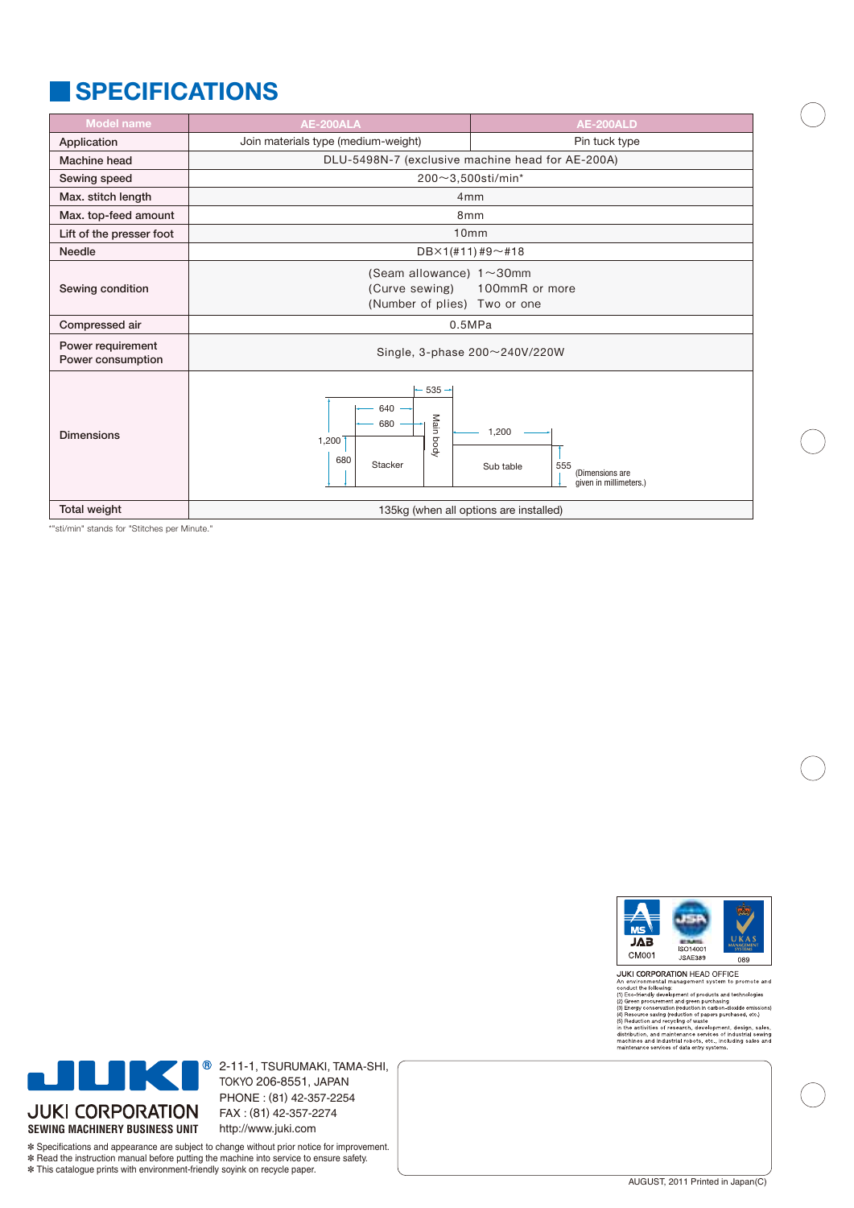# SPECIFICATIONS

| Model name | AE-200ALA | AE-200ALD |
|---|---|---|
| Application | Join materials type (medium-weight) | Pin tuck type |
| Machine head | DLU-5498N-7 (exclusive machine head for AE-200A) | |
| Sewing speed | 200～3,500sti/min* | |
| Max. stitch length | 4mm | |
| Max. top-feed amount | 8mm | |
| Lift of the presser foot | 10mm | |
| Needle | DB×1(#11) #9～#18 | |
| Sewing condition | (Seam allowance) 1～30mm<br>(Curve sewing) 100mmR or more<br>(Number of plies) Two or one | |
| Compressed air | 0.5MPa | |
| Power requirement<br>Power consumption | Single, 3-phase 200～240V/220W | |
| Dimensions | 535<br>640<br>680<br>1,200<br>680<br>Main body<br>Stacker<br>1,200<br>Sub table<br>555<br>(Dimensions are given in millimeters.) | |
| Total weight | 135kg (when all options are installed) | |

*"sti/min" stands for "Stitches per Minute."

MS JAB CM001 | JSA EMS ISO14001 JSAE389 | UKAS MANAGEMENT SYSTEMS 089

JUKI CORPORATION HEAD OFFICE
An environmental management system to promote and conduct the following:
(1) Eco-friendly development of products and technologies
(2) Green procurement and green purchasing
(3) Energy conservation (reduction in carbon-dioxide emissions)
(4) Resource saving (reduction of papers purchased, etc.)
(5) Reduction and recycling of waste
in the activities of research, development, design, sales, distribution, and maintenance services of industrial sewing machines and industrial robots, etc., including sales and maintenance services of data entry systems.

JUKI®
JUKI CORPORATION
SEWING MACHINERY BUSINESS UNIT

2-11-1, TSURUMAKI, TAMA-SHI,
TOKYO 206-8551, JAPAN
PHONE : (81) 42-357-2254
FAX : (81) 42-357-2274
http://www.juki.com

✽ Specifications and appearance are subject to change without prior notice for improvement.
✽ Read the instruction manual before putting the machine into service to ensure safety.
✽ This catalogue prints with environment-friendly soyink on recycle paper.

AUGUST, 2011 Printed in Japan(C)